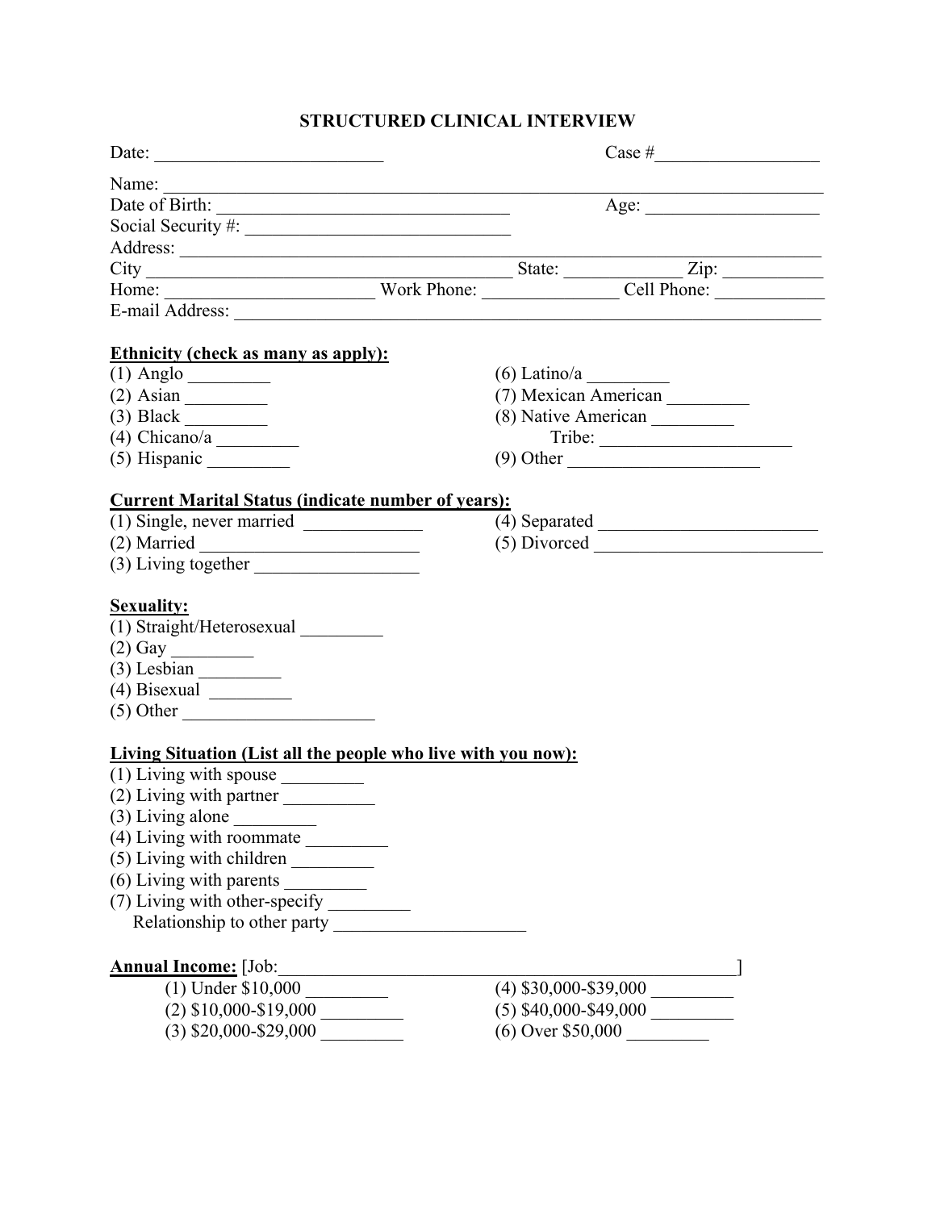# STRUCTURED CLINICAL INTERVIEW

Date: _________________________ Case #__________________

Name: ___________________________________________________________________________

Date of Birth: _______________________________ Age: ___________________

Social Security #: _____________________________

Address: _________________________________________________________________________

City _____________________________________ State: _____________ Zip: ___________

Home: ______________________ Work Phone: _______________ Cell Phone: ____________

E-mail Address: ____________________________________________________________________

**Ethnicity (check as many as apply):**

(1) Anglo _________

(2) Asian _________

(3) Black _________

(4) Chicano/a _________

(5) Hispanic _________

(6) Latino/a _________

(7) Mexican American _________

(8) Native American _________

Tribe: _____________________

(9) Other _____________________

**Current Marital Status (indicate number of years):**

(1) Single, never married _____________

(2) Married _______________________

(3) Living together _________________

(4) Separated ________________________

(5) Divorced _________________________

**Sexuality:**

(1) Straight/Heterosexual _________

(2) Gay _________

(3) Lesbian _________

(4) Bisexual _________

(5) Other _____________________

**Living Situation (List all the people who live with you now):**

(1) Living with spouse _________

(2) Living with partner __________

(3) Living alone _________

(4) Living with roommate _________

(5) Living with children _________

(6) Living with parents _________

(7) Living with other-specify _________

Relationship to other party _____________________

**Annual Income:** [Job:__________________________________________________]

(1) Under $10,000 _________

(2) $10,000-$19,000 _________

(3) $20,000-$29,000 _________

(4) $30,000-$39,000 _________

(5) $40,000-$49,000 _________

(6) Over $50,000 _________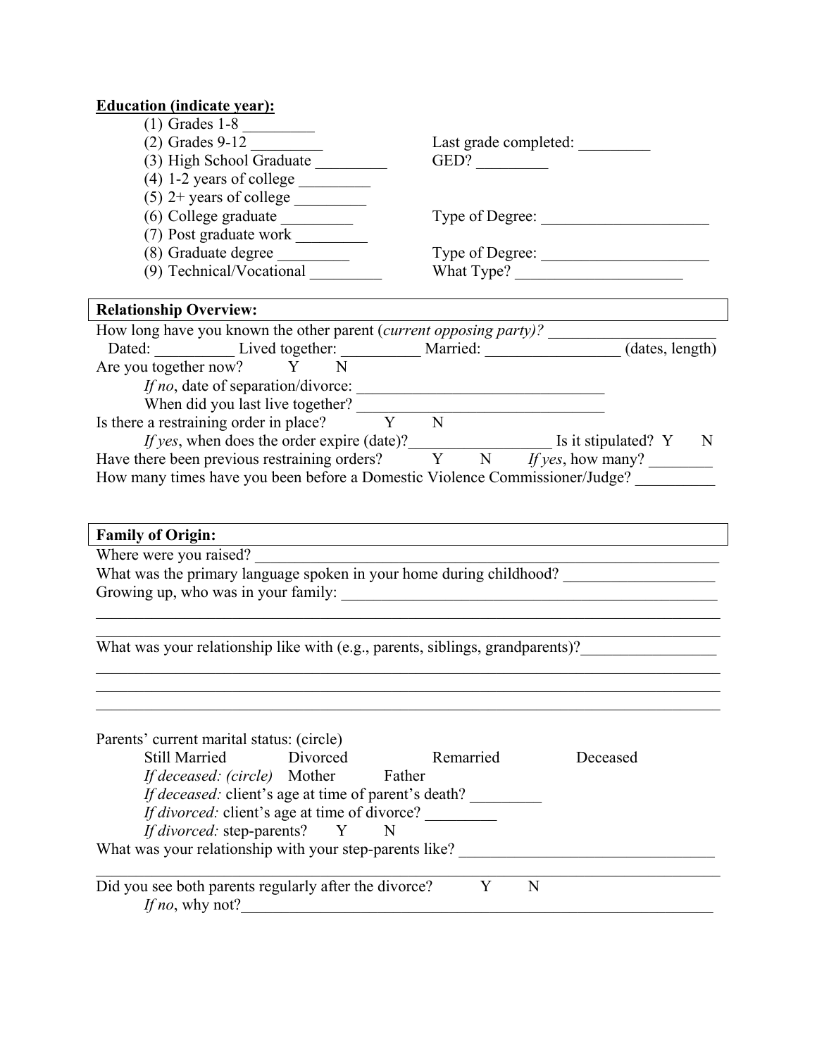**Education (indicate year):**

(1) Grades 1-8 _________

(2) Grades 9-12 _________ Last grade completed: _________

(3) High School Graduate _________ GED? _________

(4) 1-2 years of college _________

(5) 2+ years of college _________

(6) College graduate _________ Type of Degree: _____________________

(7) Post graduate work _________

(8) Graduate degree _________ Type of Degree: _____________________

(9) Technical/Vocational _________ What Type? _____________________

**Relationship Overview:**

How long have you known the other parent (*current opposing party)?* _____________________

Dated: __________ Lived together: __________ Married: _________________ (dates, length)

Are you together now? Y N

*If no*, date of separation/divorce: ________________________________

When did you last live together? ________________________________

Is there a restraining order in place? Y N

*If yes*, when does the order expire (date)?__________________ Is it stipulated? Y N

Have there been previous restraining orders? Y N *If yes*, how many? ________

How many times have you been before a Domestic Violence Commissioner/Judge? __________

**Family of Origin:**

Where were you raised? ________________________________________________________________

What was the primary language spoken in your home during childhood? ___________________

Growing up, who was in your family: _________________________________________________

_____________________________________________________________________________

_____________________________________________________________________________

What was your relationship like with (e.g., parents, siblings, grandparents)?_________________

_____________________________________________________________________________

_____________________________________________________________________________

_____________________________________________________________________________

Parents' current marital status: (circle)

Still Married Divorced Remarried Deceased

*If deceased: (circle)* Mother Father

*If deceased:* client's age at time of parent's death? _________

*If divorced:* client's age at time of divorce? _________

*If divorced:* step-parents? Y N

What was your relationship with your step-parents like? ________________________________

_____________________________________________________________________________

Did you see both parents regularly after the divorce? Y N

*If no*, why not?______________________________________________________________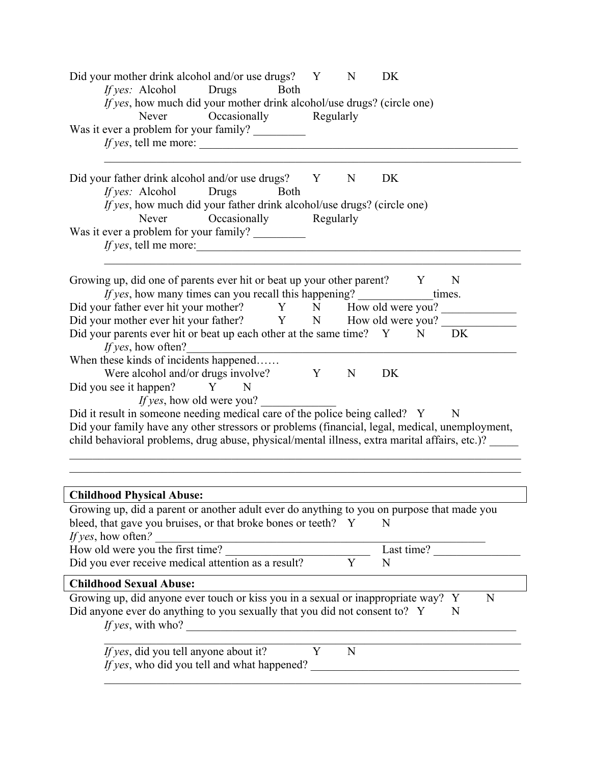Did your mother drink alcohol and/or use drugs? Y N DK

*If yes:* Alcohol Drugs Both

*If yes*, how much did your mother drink alcohol/use drugs? (circle one)

Never Occasionally Regularly

Was it ever a problem for your family? _________

*If yes*, tell me more: ___________________________________________________________

___________________________________________________________________________

Did your father drink alcohol and/or use drugs? Y N DK

*If yes:* Alcohol Drugs Both

*If yes*, how much did your father drink alcohol/use drugs? (circle one)

Never Occasionally Regularly

Was it ever a problem for your family? _________

*If yes*, tell me more: ___________________________________________________________

___________________________________________________________________________

Growing up, did one of parents ever hit or beat up your other parent? Y N

*If yes*, how many times can you recall this happening? _____________times.

Did your father ever hit your mother? Y N How old were you? _____________

Did your mother ever hit your father? Y N How old were you? _____________

Did your parents ever hit or beat up each other at the same time? Y N DK

*If yes*, how often?_______________________________________________________

When these kinds of incidents happened……

Were alcohol and/or drugs involve? Y N DK

Did you see it happen? Y N

*If yes*, how old were you? _____________

Did it result in someone needing medical care of the police being called? Y N

Did your family have any other stressors or problems (financial, legal, medical, unemployment, child behavioral problems, drug abuse, physical/mental illness, extra marital affairs, etc.)? _____

___________________________________________________________________________

___________________________________________________________________________

**Childhood Physical Abuse:**

Growing up, did a parent or another adult ever do anything to you on purpose that made you bleed, that gave you bruises, or that broke bones or teeth? Y N

*If yes*, how often*?* ___________________________________________________________

How old were you the first time? __________________________ Last time? _______________

Did you ever receive medical attention as a result? Y N

**Childhood Sexual Abuse:**

Growing up, did anyone ever touch or kiss you in a sexual or inappropriate way? Y N

Did anyone ever do anything to you sexually that you did not consent to? Y N

*If yes*, with who? _____________________________________________________________

___________________________________________________________________________

*If yes*, did you tell anyone about it? Y N

*If yes*, who did you tell and what happened? _____________________________________

___________________________________________________________________________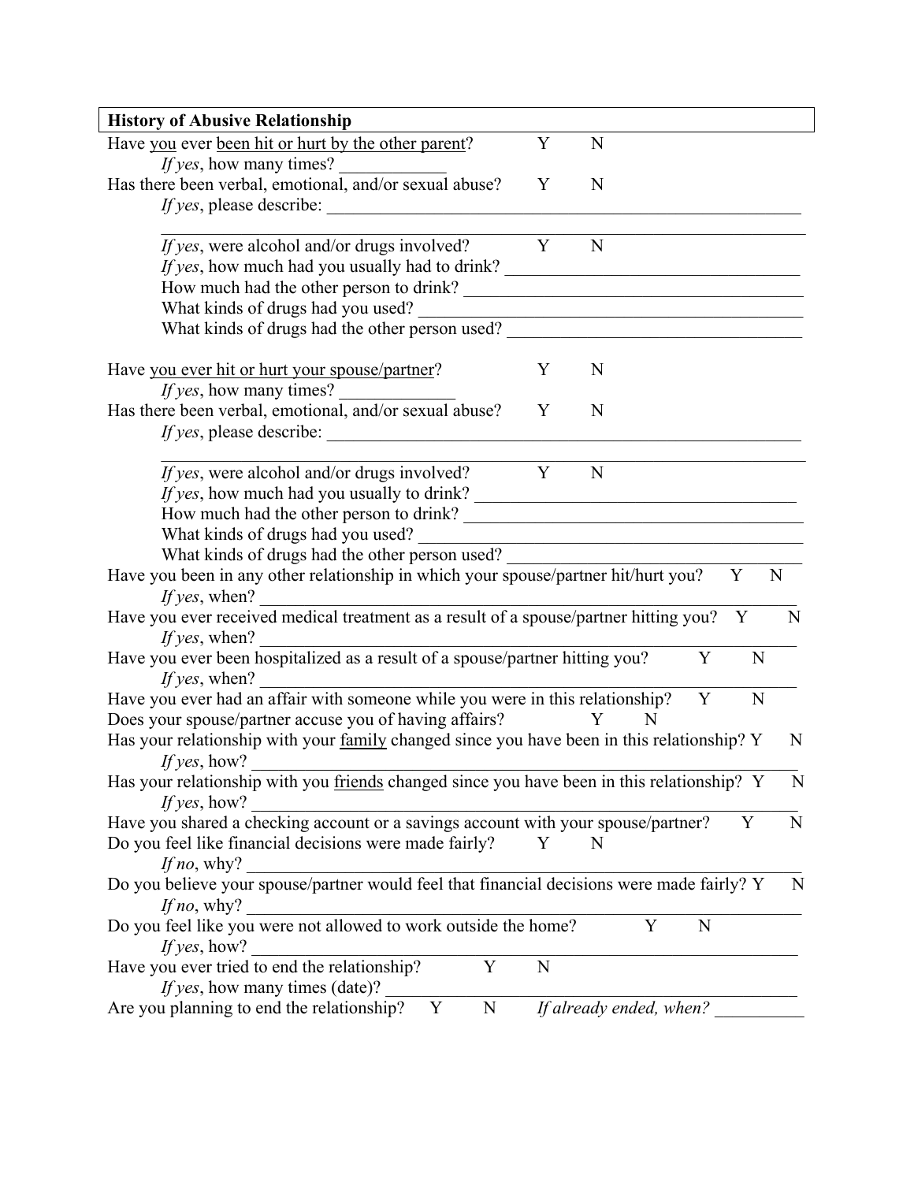**History of Abusive Relationship**

Have <u>you</u> ever <u>been hit or hurt by the other parent</u>? Y N

*If yes*, how many times? ____________

Has there been verbal, emotional, and/or sexual abuse? Y N

*If yes*, please describe: ________________________________________________________

________________________________________________________________________

*If yes*, were alcohol and/or drugs involved? Y N

*If yes*, how much had you usually had to drink? __________________________________

How much had the other person to drink? _______________________________________

What kinds of drugs had you used? ___________________________________________

What kinds of drugs had the other person used? __________________________________

Have <u>you ever hit or hurt your spouse/partner</u>? Y N

*If yes*, how many times? _____________

Has there been verbal, emotional, and/or sexual abuse? Y N

*If yes*, please describe: ________________________________________________________

________________________________________________________________________

*If yes*, were alcohol and/or drugs involved? Y N

*If yes*, how much had you usually to drink? ______________________________________

How much had the other person to drink? _______________________________________

What kinds of drugs had you used? ___________________________________________

What kinds of drugs had the other person used? __________________________________

Have you been in any other relationship in which your spouse/partner hit/hurt you? Y N

*If yes*, when? ____________________________________________________________

Have you ever received medical treatment as a result of a spouse/partner hitting you? Y N

*If yes*, when? ____________________________________________________________

Have you ever been hospitalized as a result of a spouse/partner hitting you? Y N

*If yes*, when? ____________________________________________________________

Have you ever had an affair with someone while you were in this relationship? Y N

Does your spouse/partner accuse you of having affairs? Y N

Has your relationship with your <u>family</u> changed since you have been in this relationship? Y N

*If yes*, how? _____________________________________________________________

Has your relationship with you <u>friends</u> changed since you have been in this relationship? Y N

*If yes*, how? _____________________________________________________________

Have you shared a checking account or a savings account with your spouse/partner? Y N

Do you feel like financial decisions were made fairly? Y N

*If no*, why? ______________________________________________________________

Do you believe your spouse/partner would feel that financial decisions were made fairly? Y N

*If no*, why? ______________________________________________________________

Do you feel like you were not allowed to work outside the home? Y N

*If yes*, how? _____________________________________________________________

Have you ever tried to end the relationship? Y N

*If yes*, how many times (date)? ______________________________________________

Are you planning to end the relationship? Y N *If already ended, when?* __________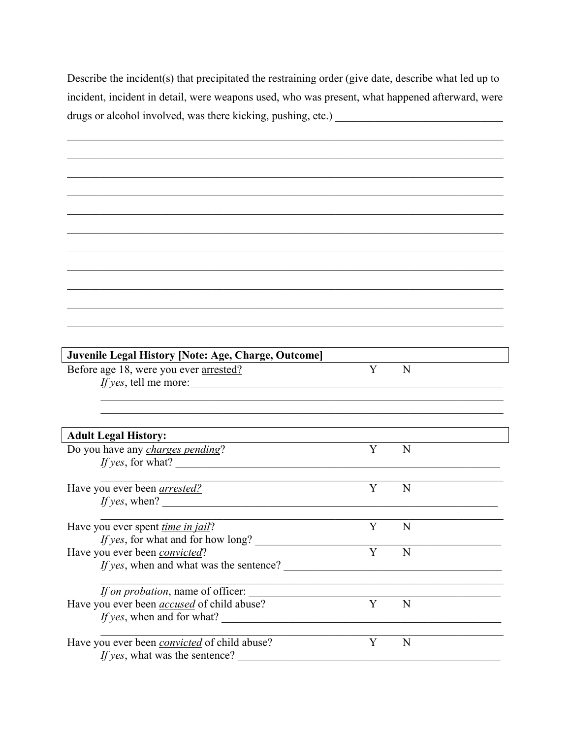Describe the incident(s) that precipitated the restraining order (give date, describe what led up to incident, incident in detail, were weapons used, who was present, what happened afterward, were drugs or alcohol involved, was there kicking, pushing, etc.) ______________________________

_____________________________________________________________________________

_____________________________________________________________________________

_____________________________________________________________________________

_____________________________________________________________________________

_____________________________________________________________________________

_____________________________________________________________________________

_____________________________________________________________________________

_____________________________________________________________________________

_____________________________________________________________________________

_____________________________________________________________________________

_____________________________________________________________________________

**Juvenile Legal History [Note: Age, Charge, Outcome]**

Before age 18, were you ever <u>arrested</u>? Y N

*If yes*, tell me more:_______________________________________________________________

_____________________________________________________________________

_____________________________________________________________________

**Adult Legal History:**

Do you have any <u>*charges pending*</u>? Y N

*If yes*, for what? ___________________________________________________________

_____________________________________________________________________

Have you ever been <u>*arrested?*</u> Y N

*If yes*, when? ______________________________________________________________

_____________________________________________________________________

Have you ever spent <u>*time in jail*</u>? Y N

*If yes*, for what and for how long? ____________________________________________

Have you ever been <u>*convicted*</u>? Y N

*If yes*, when and what was the sentence? _______________________________________

_____________________________________________________________________

*If on probation*, name of officer: ______________________________________________

Have you ever been <u>*accused*</u> of child abuse? Y N

*If yes*, when and for what? __________________________________________________

_____________________________________________________________________

Have you ever been <u>*convicted*</u> of child abuse? Y N

*If yes*, what was the sentence? _______________________________________________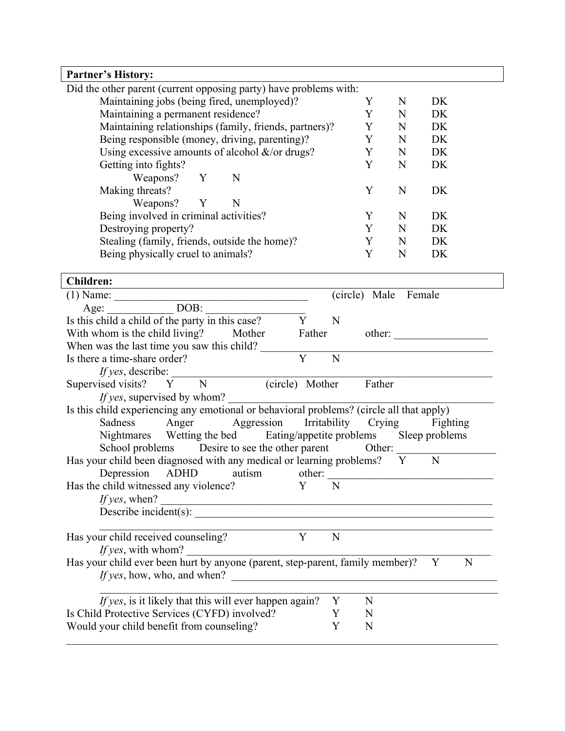**Partner's History:**

Did the other parent (current opposing party) have problems with:

| | | | |
|---|---|---|---|
| Maintaining jobs (being fired, unemployed)? | Y | N | DK |
| Maintaining a permanent residence? | Y | N | DK |
| Maintaining relationships (family, friends, partners)? | Y | N | DK |
| Being responsible (money, driving, parenting)? | Y | N | DK |
| Using excessive amounts of alcohol &/or drugs? | Y | N | DK |
| Getting into fights? | Y | N | DK |
| Weapons? Y N | | | |
| Making threats? | Y | N | DK |
| Weapons? Y N | | | |
| Being involved in criminal activities? | Y | N | DK |
| Destroying property? | Y | N | DK |
| Stealing (family, friends, outside the home)? | Y | N | DK |
| Being physically cruel to animals? | Y | N | DK |

**Children:**

(1) Name: ___________________________________ (circle) Male Female

Age: ____________ DOB: __________________

Is this child a child of the party in this case? Y N

With whom is the child living? Mother Father other: _________________

When was the last time you saw this child? ___________________________________________

Is there a time-share order? Y N

*If yes*, describe: ___________________________________________________________

Supervised visits? Y N (circle) Mother Father

*If yes*, supervised by whom? ___________________________________________________

Is this child experiencing any emotional or behavioral problems? (circle all that apply)

Sadness Anger Aggression Irritability Crying Fighting

Nightmares Wetting the bed Eating/appetite problems Sleep problems

School problems Desire to see the other parent Other: __________________

Has your child been diagnosed with any medical or learning problems? Y N

Depression ADHD autism other: ______________________________

Has the child witnessed any violence? Y N

*If yes*, when? ___________________________________________________________

Describe incident(s): ________________________________________________________

______________________________________________________________________

Has your child received counseling? Y N

*If yes*, with whom? ________________________________________________________

Has your child ever been hurt by anyone (parent, step-parent, family member)? Y N

*If yes*, how, who, and when? _________________________________________________

______________________________________________________________________

*If yes*, is it likely that this will ever happen again? Y N

Is Child Protective Services (CYFD) involved? Y N

Would your child benefit from counseling? Y N

______________________________________________________________________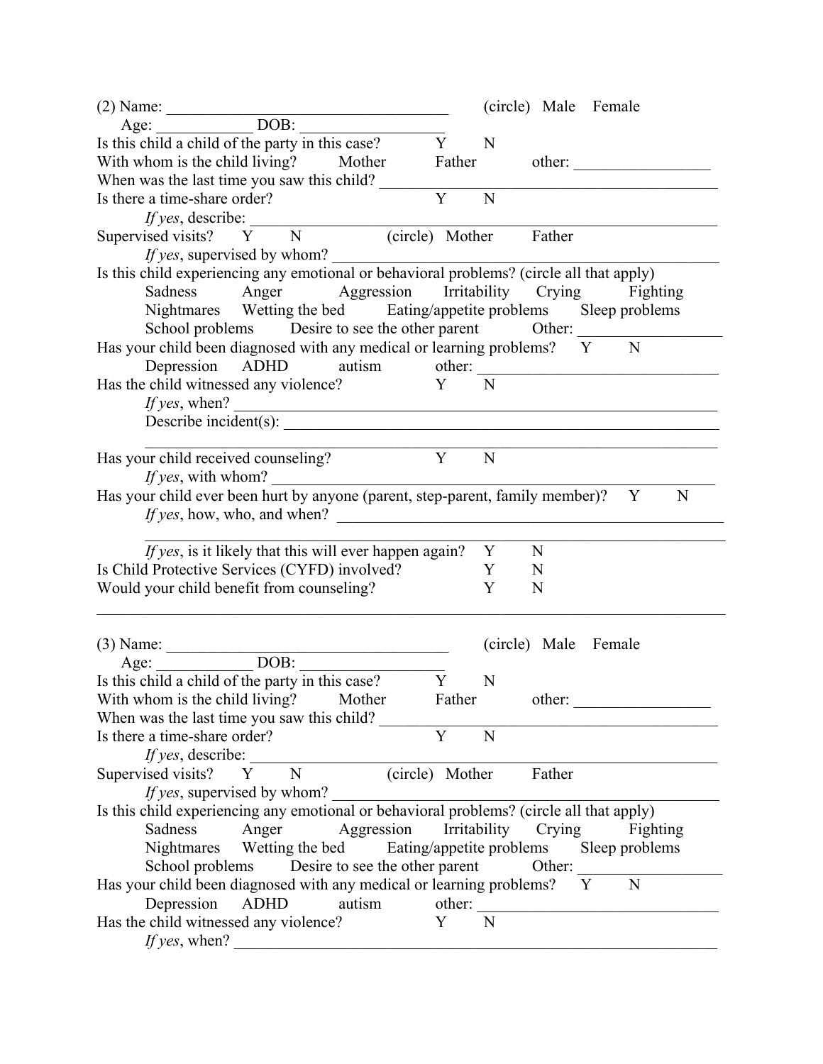(2) Name: ____________________________________ (circle) Male Female

Age: ____________ DOB: __________________

Is this child a child of the party in this case? Y N

With whom is the child living? Mother Father other: _________________

When was the last time you saw this child? ____________________________________________

Is there a time-share order? Y N

*If yes*, describe: ______________________________________________________________

Supervised visits? Y N (circle) Mother Father

*If yes*, supervised by whom? ____________________________________________________

Is this child experiencing any emotional or behavioral problems? (circle all that apply)

Sadness Anger Aggression Irritability Crying Fighting

Nightmares Wetting the bed Eating/appetite problems Sleep problems

School problems Desire to see the other parent Other: ___________________

Has your child been diagnosed with any medical or learning problems? Y N

Depression ADHD autism other: _______________________________

Has the child witnessed any violence? Y N

*If yes*, when? ______________________________________________________________

Describe incident(s): _________________________________________________________

______________________________________________________________________________

Has your child received counseling? Y N

*If yes*, with whom? __________________________________________________________

Has your child ever been hurt by anyone (parent, step-parent, family member)? Y N

*If yes*, how, who, and when? ______________________________________________

______________________________________________________________________________

*If yes*, is it likely that this will ever happen again? Y N

Is Child Protective Services (CYFD) involved? Y N

Would your child benefit from counseling? Y N

---

(3) Name: ____________________________________ (circle) Male Female

Age: ____________ DOB: __________________

Is this child a child of the party in this case? Y N

With whom is the child living? Mother Father other: _________________

When was the last time you saw this child? ____________________________________________

Is there a time-share order? Y N

*If yes*, describe: ______________________________________________________________

Supervised visits? Y N (circle) Mother Father

*If yes*, supervised by whom? ____________________________________________________

Is this child experiencing any emotional or behavioral problems? (circle all that apply)

Sadness Anger Aggression Irritability Crying Fighting

Nightmares Wetting the bed Eating/appetite problems Sleep problems

School problems Desire to see the other parent Other: ___________________

Has your child been diagnosed with any medical or learning problems? Y N

Depression ADHD autism other: _______________________________

Has the child witnessed any violence? Y N

*If yes*, when? ______________________________________________________________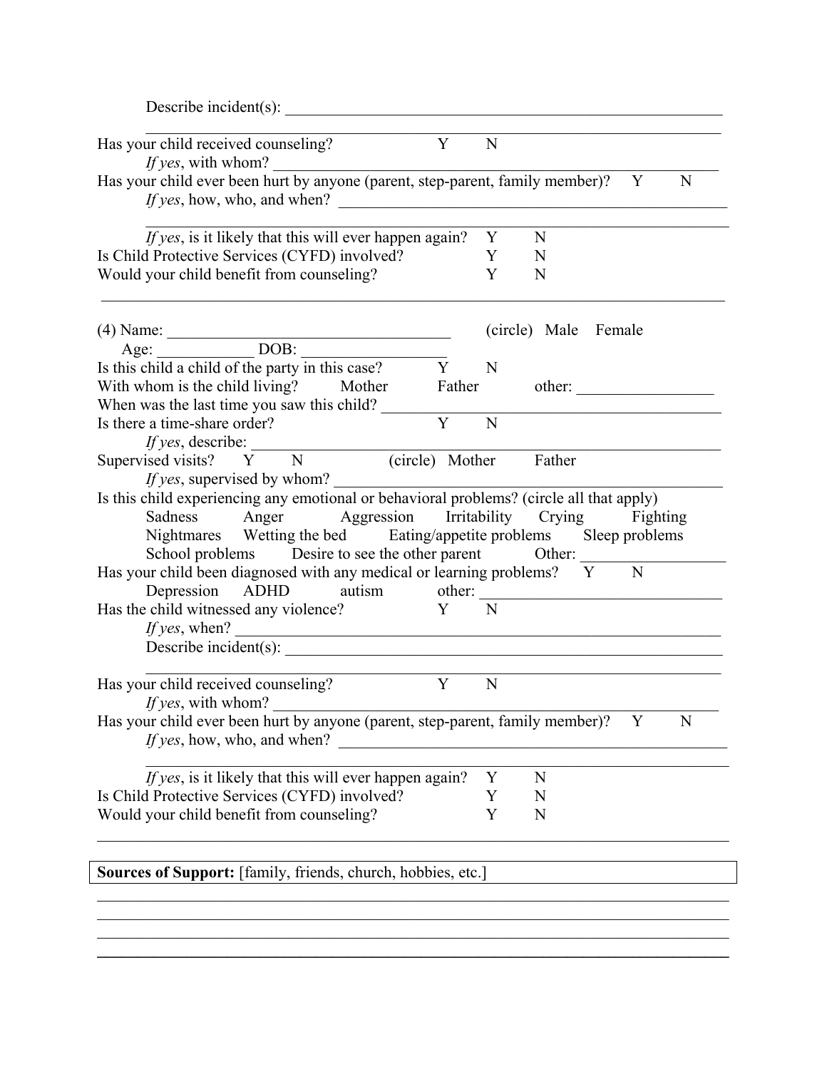Describe incident(s): ____________________________________________________________

____________________________________________________________

Has your child received counseling? Y N

*If yes*, with whom? ____________________________________________________________

Has your child ever been hurt by anyone (parent, step-parent, family member)? Y N

*If yes*, how, who, and when? ____________________________________________________________

____________________________________________________________

*If yes*, is it likely that this will ever happen again? Y N

Is Child Protective Services (CYFD) involved? Y N

Would your child benefit from counseling? Y N

____________________________________________________________

(4) Name: ______________________________ (circle) Male Female

Age: ____________ DOB: __________________

Is this child a child of the party in this case? Y N

With whom is the child living? Mother Father other: _________________

When was the last time you saw this child? ______________________________

Is there a time-share order? Y N

*If yes*, describe: ____________________________________________________________

Supervised visits? Y N (circle) Mother Father

*If yes*, supervised by whom? ____________________________________________________________

Is this child experiencing any emotional or behavioral problems? (circle all that apply)

Sadness Anger Aggression Irritability Crying Fighting

Nightmares Wetting the bed Eating/appetite problems Sleep problems

School problems Desire to see the other parent Other: __________________

Has your child been diagnosed with any medical or learning problems? Y N

Depression ADHD autism other: ______________________________

Has the child witnessed any violence? Y N

*If yes*, when? ____________________________________________________________

Describe incident(s): ____________________________________________________________

____________________________________________________________

Has your child received counseling? Y N

*If yes*, with whom? ____________________________________________________________

Has your child ever been hurt by anyone (parent, step-parent, family member)? Y N

*If yes*, how, who, and when? ____________________________________________________________

____________________________________________________________

*If yes*, is it likely that this will ever happen again? Y N

Is Child Protective Services (CYFD) involved? Y N

Would your child benefit from counseling? Y N

____________________________________________________________

**Sources of Support:** [family, friends, church, hobbies, etc.]

____________________________________________________________

____________________________________________________________

____________________________________________________________

____________________________________________________________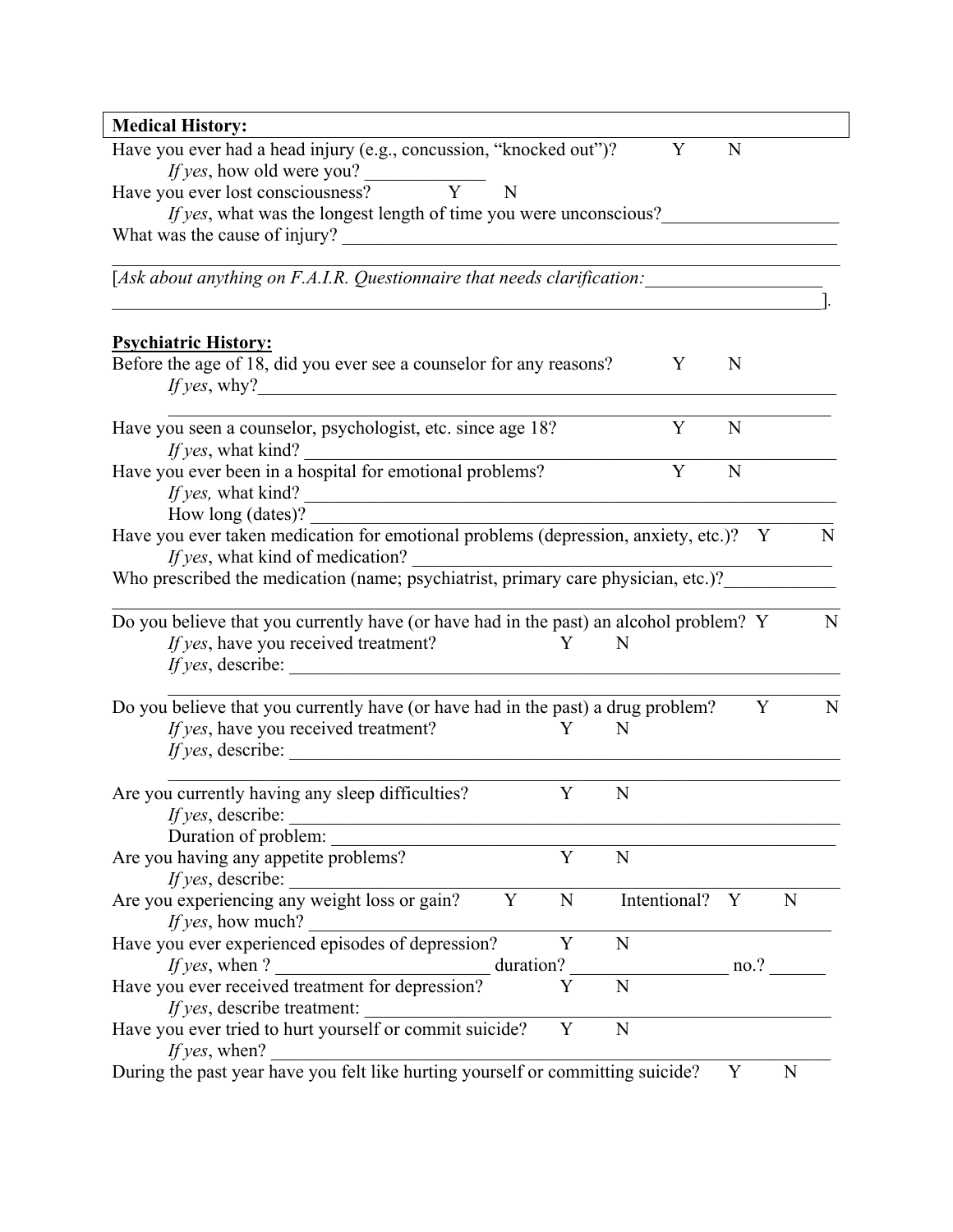**Medical History:**

Have you ever had a head injury (e.g., concussion, "knocked out")? Y N

*If yes*, how old were you? _____________

Have you ever lost consciousness? Y N

*If yes*, what was the longest length of time you were unconscious?__________________

What was the cause of injury? ________________________________________________________

______________________________________________________________________________

[*Ask about anything on F.A.I.R. Questionnaire that needs clarification:*__________________

_____________________________________________________________________________].

**Psychiatric History:**

Before the age of 18, did you ever see a counselor for any reasons? Y N

*If yes*, why?__________________________________________________________________

______________________________________________________________________________

Have you seen a counselor, psychologist, etc. since age 18? Y N

*If yes*, what kind? ___________________________________________________________

Have you ever been in a hospital for emotional problems? Y N

*If yes,* what kind? ___________________________________________________________

How long (dates)? ____________________________________________________________

Have you ever taken medication for emotional problems (depression, anxiety, etc.)? Y N

*If yes*, what kind of medication? ______________________________________________

Who prescribed the medication (name; psychiatrist, primary care physician, etc.)?____________

______________________________________________________________________________

Do you believe that you currently have (or have had in the past) an alcohol problem? Y N

*If yes*, have you received treatment? Y N

*If yes*, describe: ________________________________________________________________

______________________________________________________________________________

Do you believe that you currently have (or have had in the past) a drug problem? Y N

*If yes*, have you received treatment? Y N

*If yes*, describe: ________________________________________________________________

______________________________________________________________________________

Are you currently having any sleep difficulties? Y N

*If yes*, describe: ________________________________________________________________

Duration of problem: ______________________________________________________________

Are you having any appetite problems? Y N

*If yes*, describe: ________________________________________________________________

Are you experiencing any weight loss or gain? Y N Intentional? Y N

*If yes*, how much? ______________________________________________________________

Have you ever experienced episodes of depression? Y N

*If yes*, when ? ______________________ duration? _________________ no.? ______

Have you ever received treatment for depression? Y N

*If yes*, describe treatment: _________________________________________________________

Have you ever tried to hurt yourself or commit suicide? Y N

*If yes*, when? __________________________________________________________________

During the past year have you felt like hurting yourself or committing suicide? Y N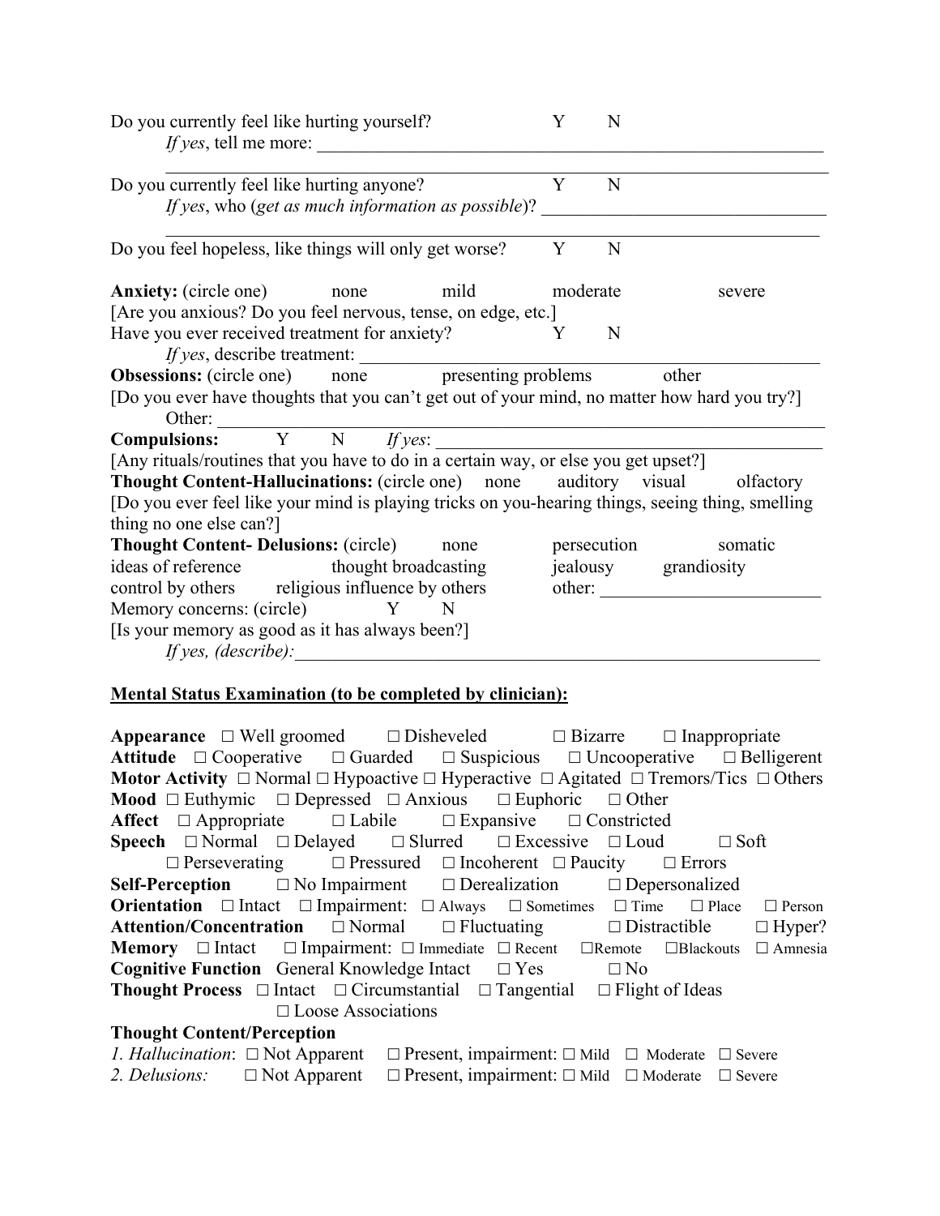Do you currently feel like hurting yourself? Y N

*If yes*, tell me more: ______________________________________________

______________________________________________

Do you currently feel like hurting anyone? Y N

*If yes*, who (*get as much information as possible*)? ______________________________

______________________________________________

Do you feel hopeless, like things will only get worse? Y N

**Anxiety:** (circle one) none mild moderate severe

[Are you anxious? Do you feel nervous, tense, on edge, etc.]

Have you ever received treatment for anxiety? Y N

*If yes*, describe treatment: ______________________________________________

**Obsessions:** (circle one) none presenting problems other

[Do you ever have thoughts that you can't get out of your mind, no matter how hard you try?]

Other: ______________________________________________

**Compulsions:** Y N *If yes*: ______________________________________________

[Any rituals/routines that you have to do in a certain way, or else you get upset?]

**Thought Content-Hallucinations:** (circle one) none auditory visual olfactory

[Do you ever feel like your mind is playing tricks on you-hearing things, seeing thing, smelling thing no one else can?]

**Thought Content- Delusions:** (circle) none persecution somatic ideas of reference thought broadcasting jealousy grandiosity control by others religious influence by others other: ______________________

Memory concerns: (circle) Y N

[Is your memory as good as it has always been?]

*If yes, (describe):* ______________________________________________

**Mental Status Examination (to be completed by clinician):**

**Appearance** ☐ Well groomed ☐ Disheveled ☐ Bizarre ☐ Inappropriate

**Attitude** ☐ Cooperative ☐ Guarded ☐ Suspicious ☐ Uncooperative ☐ Belligerent

**Motor Activity** ☐ Normal ☐ Hypoactive ☐ Hyperactive ☐ Agitated ☐ Tremors/Tics ☐ Others

**Mood** ☐ Euthymic ☐ Depressed ☐ Anxious ☐ Euphoric ☐ Other

**Affect** ☐ Appropriate ☐ Labile ☐ Expansive ☐ Constricted

**Speech** ☐ Normal ☐ Delayed ☐ Slurred ☐ Excessive ☐ Loud ☐ Soft ☐ Perseverating ☐ Pressured ☐ Incoherent ☐ Paucity ☐ Errors

**Self-Perception** ☐ No Impairment ☐ Derealization ☐ Depersonalized

**Orientation** ☐ Intact ☐ Impairment: ☐ Always ☐ Sometimes ☐ Time ☐ Place ☐ Person

**Attention/Concentration** ☐ Normal ☐ Fluctuating ☐ Distractible ☐ Hyper?

**Memory** ☐ Intact ☐ Impairment: ☐ Immediate ☐ Recent ☐Remote ☐Blackouts ☐ Amnesia

**Cognitive Function** General Knowledge Intact ☐ Yes ☐ No

**Thought Process** ☐ Intact ☐ Circumstantial ☐ Tangential ☐ Flight of Ideas ☐ Loose Associations

**Thought Content/Perception**

*1. Hallucination*: ☐ Not Apparent ☐ Present, impairment: ☐ Mild ☐ Moderate ☐ Severe

*2. Delusions:* ☐ Not Apparent ☐ Present, impairment: ☐ Mild ☐ Moderate ☐ Severe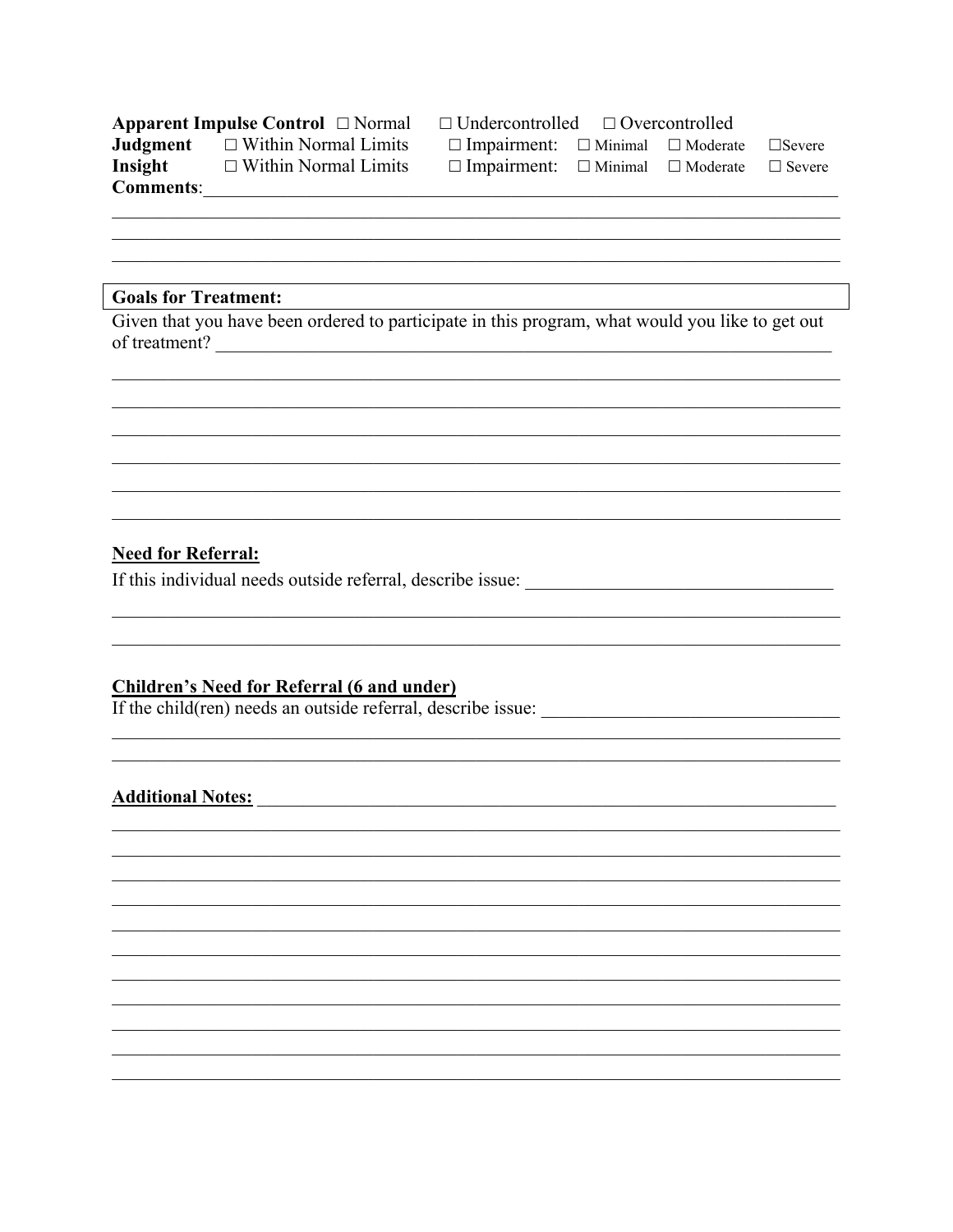**Apparent Impulse Control** ☐ Normal ☐ Undercontrolled ☐ Overcontrolled
**Judgment** ☐ Within Normal Limits ☐ Impairment: ☐ Minimal ☐ Moderate ☐Severe
**Insight** ☐ Within Normal Limits ☐ Impairment: ☐ Minimal ☐ Moderate ☐ Severe
**Comments**:\_\_\_\_\_\_\_\_\_\_\_\_\_\_\_\_\_\_\_\_\_\_\_\_\_\_\_\_\_\_\_\_\_\_\_\_\_\_\_\_\_\_\_\_\_\_\_\_\_\_\_\_\_\_\_\_\_\_\_\_\_\_\_\_

**Goals for Treatment:**

Given that you have been ordered to participate in this program, what would you like to get out of treatment? \_\_\_\_\_\_\_\_\_\_\_\_\_\_\_\_\_\_\_\_\_\_\_\_\_\_\_\_\_\_\_\_\_\_\_\_\_\_\_\_\_\_\_\_\_\_\_\_\_\_\_\_\_\_\_\_\_\_

**Need for Referral:**

If this individual needs outside referral, describe issue: \_\_\_\_\_\_\_\_\_\_\_\_\_\_\_\_\_\_\_\_\_\_\_\_\_\_\_\_\_\_\_\_\_\_

**Children's Need for Referral (6 and under)**

If the child(ren) needs an outside referral, describe issue: \_\_\_\_\_\_\_\_\_\_\_\_\_\_\_\_\_\_\_\_\_\_\_\_\_\_\_\_\_\_\_\_

**Additional Notes:** \_\_\_\_\_\_\_\_\_\_\_\_\_\_\_\_\_\_\_\_\_\_\_\_\_\_\_\_\_\_\_\_\_\_\_\_\_\_\_\_\_\_\_\_\_\_\_\_\_\_\_\_\_\_\_\_\_\_\_\_\_\_